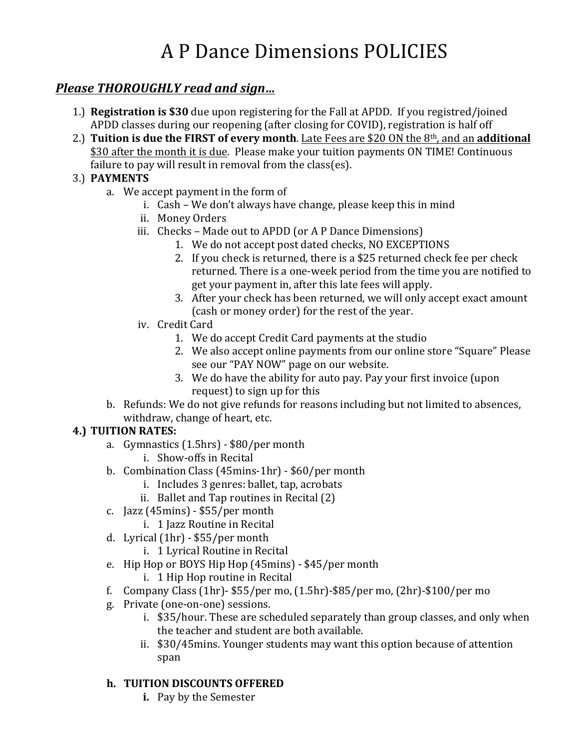# A P Dance Dimensions POLICIES

## ***Please THOROUGHLY read and sign…***

1.) **Registration is $30** due upon registering for the Fall at APDD. If you registred/joined APDD classes during our reopening (after closing for COVID), registration is half off

2.) **Tuition is due the FIRST of every month**. Late Fees are $20 ON the 8th, and an **additional** $30 after the month it is due. Please make your tuition payments ON TIME! Continuous failure to pay will result in removal from the class(es).

3.) **PAYMENTS**

   a. We accept payment in the form of
      i. Cash – We don't always have change, please keep this in mind
      ii. Money Orders
      iii. Checks – Made out to APDD (or A P Dance Dimensions)
         1. We do not accept post dated checks, NO EXCEPTIONS
         2. If you check is returned, there is a $25 returned check fee per check returned. There is a one-week period from the time you are notified to get your payment in, after this late fees will apply.
         3. After your check has been returned, we will only accept exact amount (cash or money order) for the rest of the year.
      iv. Credit Card
         1. We do accept Credit Card payments at the studio
         2. We also accept online payments from our online store "Square" Please see our "PAY NOW" page on our website.
         3. We do have the ability for auto pay. Pay your first invoice (upon request) to sign up for this

   b. Refunds: We do not give refunds for reasons including but not limited to absences, withdraw, change of heart, etc.

**4.) TUITION RATES:**

   a. Gymnastics (1.5hrs) - $80/per month
      i. Show-offs in Recital
   b. Combination Class (45mins-1hr) - $60/per month
      i. Includes 3 genres: ballet, tap, acrobats
      ii. Ballet and Tap routines in Recital (2)
   c. Jazz (45mins) - $55/per month
      i. 1 Jazz Routine in Recital
   d. Lyrical (1hr) - $55/per month
      i. 1 Lyrical Routine in Recital
   e. Hip Hop or BOYS Hip Hop (45mins) - $45/per month
      i. 1 Hip Hop routine in Recital
   f. Company Class (1hr)- $55/per mo, (1.5hr)-$85/per mo, (2hr)-$100/per mo
   g. Private (one-on-one) sessions.
      i. $35/hour. These are scheduled separately than group classes, and only when the teacher and student are both available.
      ii. $30/45mins. Younger students may want this option because of attention span

   **h. TUITION DISCOUNTS OFFERED**
      **i.** Pay by the Semester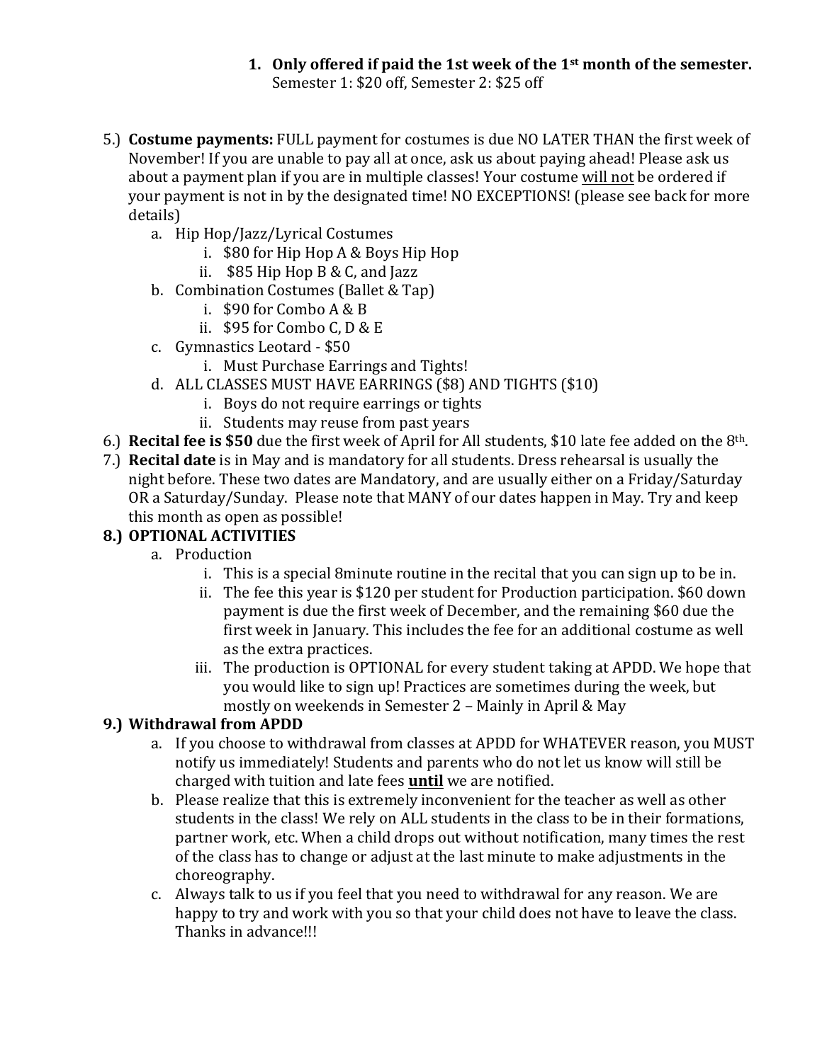1. **Only offered if paid the 1st week of the 1st month of the semester.**
   Semester 1: $20 off, Semester 2: $25 off

5.) **Costume payments:** FULL payment for costumes is due NO LATER THAN the first week of November! If you are unable to pay all at once, ask us about paying ahead! Please ask us about a payment plan if you are in multiple classes! Your costume <u>will not</u> be ordered if your payment is not in by the designated time! NO EXCEPTIONS! (please see back for more details)

   a. Hip Hop/Jazz/Lyrical Costumes
      i. $80 for Hip Hop A & Boys Hip Hop
      ii. $85 Hip Hop B & C, and Jazz
   b. Combination Costumes (Ballet & Tap)
      i. $90 for Combo A & B
      ii. $95 for Combo C, D & E
   c. Gymnastics Leotard - $50
      i. Must Purchase Earrings and Tights!
   d. ALL CLASSES MUST HAVE EARRINGS ($8) AND TIGHTS ($10)
      i. Boys do not require earrings or tights
      ii. Students may reuse from past years

6.) **Recital fee is $50** due the first week of April for All students, $10 late fee added on the 8th.

7.) **Recital date** is in May and is mandatory for all students. Dress rehearsal is usually the night before. These two dates are Mandatory, and are usually either on a Friday/Saturday OR a Saturday/Sunday. Please note that MANY of our dates happen in May. Try and keep this month as open as possible!

**8.) OPTIONAL ACTIVITIES**

   a. Production
      i. This is a special 8minute routine in the recital that you can sign up to be in.
      ii. The fee this year is $120 per student for Production participation. $60 down payment is due the first week of December, and the remaining $60 due the first week in January. This includes the fee for an additional costume as well as the extra practices.
      iii. The production is OPTIONAL for every student taking at APDD. We hope that you would like to sign up! Practices are sometimes during the week, but mostly on weekends in Semester 2 – Mainly in April & May

**9.) Withdrawal from APDD**

   a. If you choose to withdrawal from classes at APDD for WHATEVER reason, you MUST notify us immediately! Students and parents who do not let us know will still be charged with tuition and late fees <u>**until**</u> we are notified.
   b. Please realize that this is extremely inconvenient for the teacher as well as other students in the class! We rely on ALL students in the class to be in their formations, partner work, etc. When a child drops out without notification, many times the rest of the class has to change or adjust at the last minute to make adjustments in the choreography.
   c. Always talk to us if you feel that you need to withdrawal for any reason. We are happy to try and work with you so that your child does not have to leave the class. Thanks in advance!!!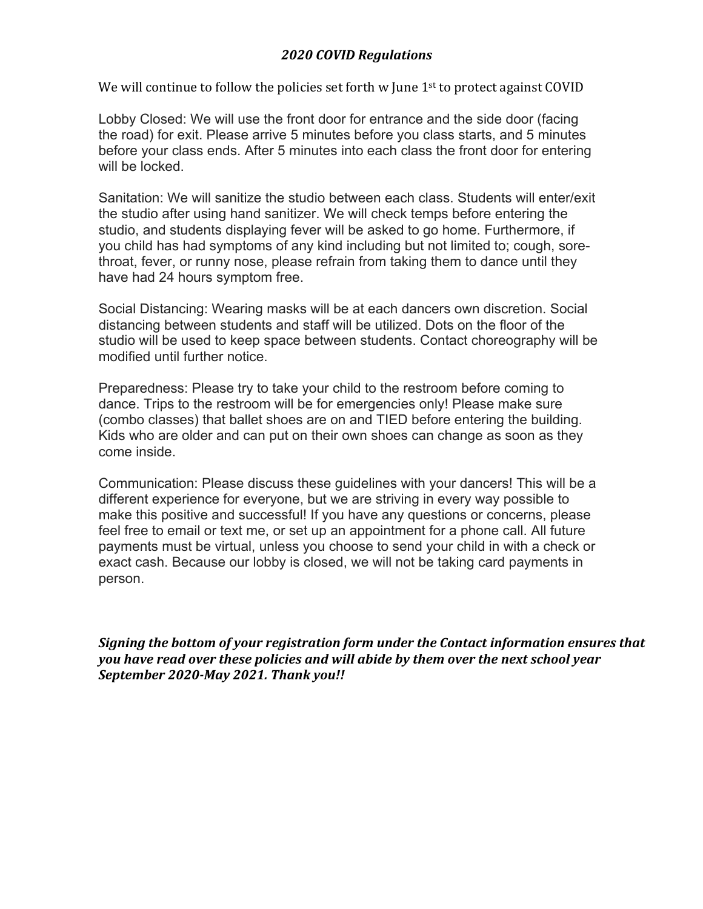## *2020 COVID Regulations*

We will continue to follow the policies set forth w June 1st to protect against COVID

Lobby Closed: We will use the front door for entrance and the side door (facing the road) for exit. Please arrive 5 minutes before you class starts, and 5 minutes before your class ends. After 5 minutes into each class the front door for entering will be locked.

Sanitation: We will sanitize the studio between each class. Students will enter/exit the studio after using hand sanitizer. We will check temps before entering the studio, and students displaying fever will be asked to go home. Furthermore, if you child has had symptoms of any kind including but not limited to; cough, sore-throat, fever, or runny nose, please refrain from taking them to dance until they have had 24 hours symptom free.

Social Distancing: Wearing masks will be at each dancers own discretion. Social distancing between students and staff will be utilized. Dots on the floor of the studio will be used to keep space between students. Contact choreography will be modified until further notice.

Preparedness: Please try to take your child to the restroom before coming to dance. Trips to the restroom will be for emergencies only! Please make sure (combo classes) that ballet shoes are on and TIED before entering the building. Kids who are older and can put on their own shoes can change as soon as they come inside.

Communication: Please discuss these guidelines with your dancers! This will be a different experience for everyone, but we are striving in every way possible to make this positive and successful! If you have any questions or concerns, please feel free to email or text me, or set up an appointment for a phone call. All future payments must be virtual, unless you choose to send your child in with a check or exact cash. Because our lobby is closed, we will not be taking card payments in person.

***Signing the bottom of your registration form under the Contact information ensures that you have read over these policies and will abide by them over the next school year September 2020-May 2021. Thank you!!***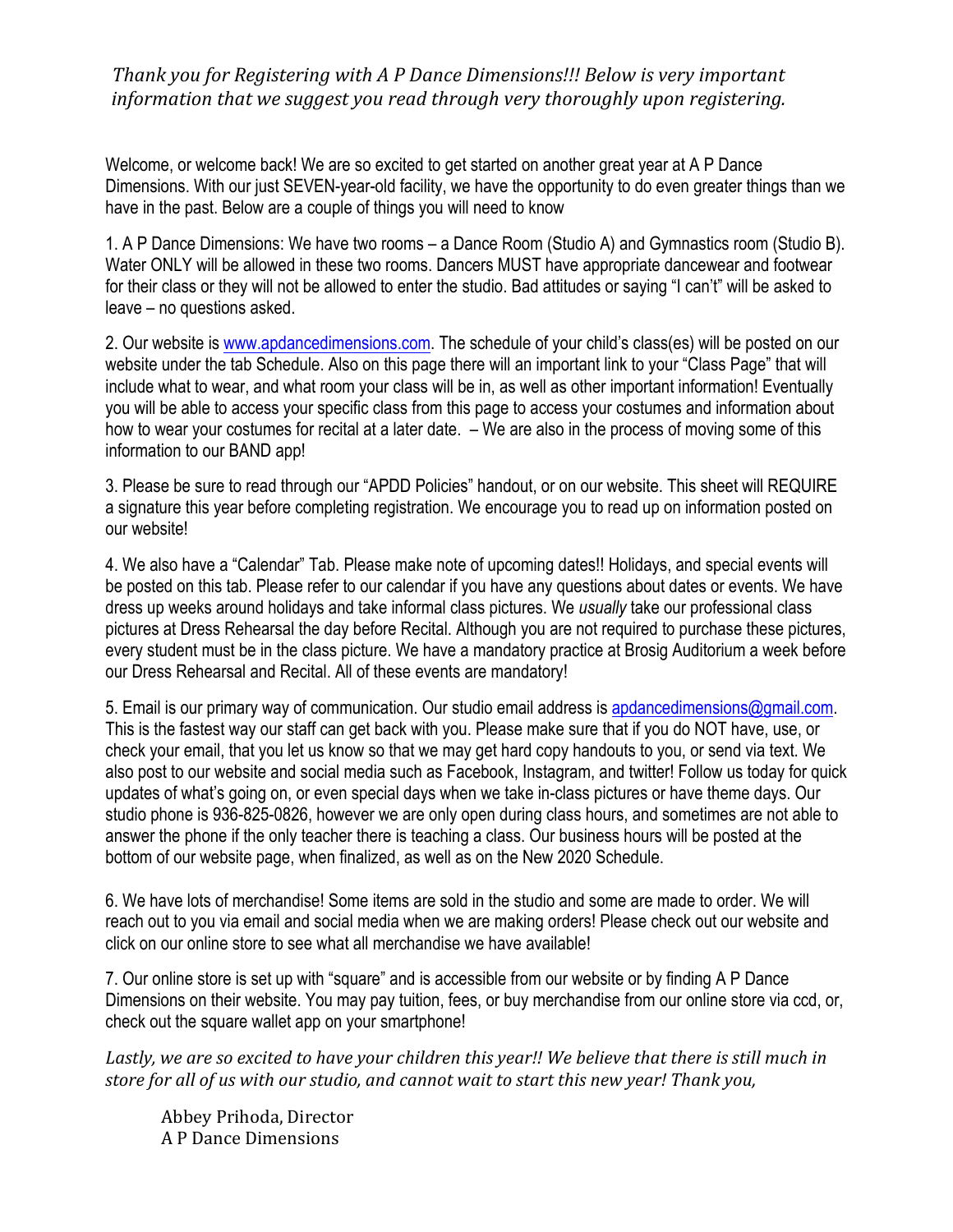*Thank you for Registering with A P Dance Dimensions!!! Below is very important information that we suggest you read through very thoroughly upon registering.*

Welcome, or welcome back! We are so excited to get started on another great year at A P Dance Dimensions. With our just SEVEN-year-old facility, we have the opportunity to do even greater things than we have in the past. Below are a couple of things you will need to know

1. A P Dance Dimensions: We have two rooms – a Dance Room (Studio A) and Gymnastics room (Studio B). Water ONLY will be allowed in these two rooms. Dancers MUST have appropriate dancewear and footwear for their class or they will not be allowed to enter the studio. Bad attitudes or saying "I can't" will be asked to leave – no questions asked.

2. Our website is www.apdancedimensions.com. The schedule of your child's class(es) will be posted on our website under the tab Schedule. Also on this page there will an important link to your "Class Page" that will include what to wear, and what room your class will be in, as well as other important information! Eventually you will be able to access your specific class from this page to access your costumes and information about how to wear your costumes for recital at a later date. – We are also in the process of moving some of this information to our BAND app!

3. Please be sure to read through our "APDD Policies" handout, or on our website. This sheet will REQUIRE a signature this year before completing registration. We encourage you to read up on information posted on our website!

4. We also have a "Calendar" Tab. Please make note of upcoming dates!! Holidays, and special events will be posted on this tab. Please refer to our calendar if you have any questions about dates or events. We have dress up weeks around holidays and take informal class pictures. We *usually* take our professional class pictures at Dress Rehearsal the day before Recital. Although you are not required to purchase these pictures, every student must be in the class picture. We have a mandatory practice at Brosig Auditorium a week before our Dress Rehearsal and Recital. All of these events are mandatory!

5. Email is our primary way of communication. Our studio email address is apdancedimensions@gmail.com. This is the fastest way our staff can get back with you. Please make sure that if you do NOT have, use, or check your email, that you let us know so that we may get hard copy handouts to you, or send via text. We also post to our website and social media such as Facebook, Instagram, and twitter! Follow us today for quick updates of what's going on, or even special days when we take in-class pictures or have theme days. Our studio phone is 936-825-0826, however we are only open during class hours, and sometimes are not able to answer the phone if the only teacher there is teaching a class. Our business hours will be posted at the bottom of our website page, when finalized, as well as on the New 2020 Schedule.

6. We have lots of merchandise! Some items are sold in the studio and some are made to order. We will reach out to you via email and social media when we are making orders! Please check out our website and click on our online store to see what all merchandise we have available!

7. Our online store is set up with "square" and is accessible from our website or by finding A P Dance Dimensions on their website. You may pay tuition, fees, or buy merchandise from our online store via ccd, or, check out the square wallet app on your smartphone!

*Lastly, we are so excited to have your children this year!! We believe that there is still much in store for all of us with our studio, and cannot wait to start this new year! Thank you,*

Abbey Prihoda, Director
A P Dance Dimensions